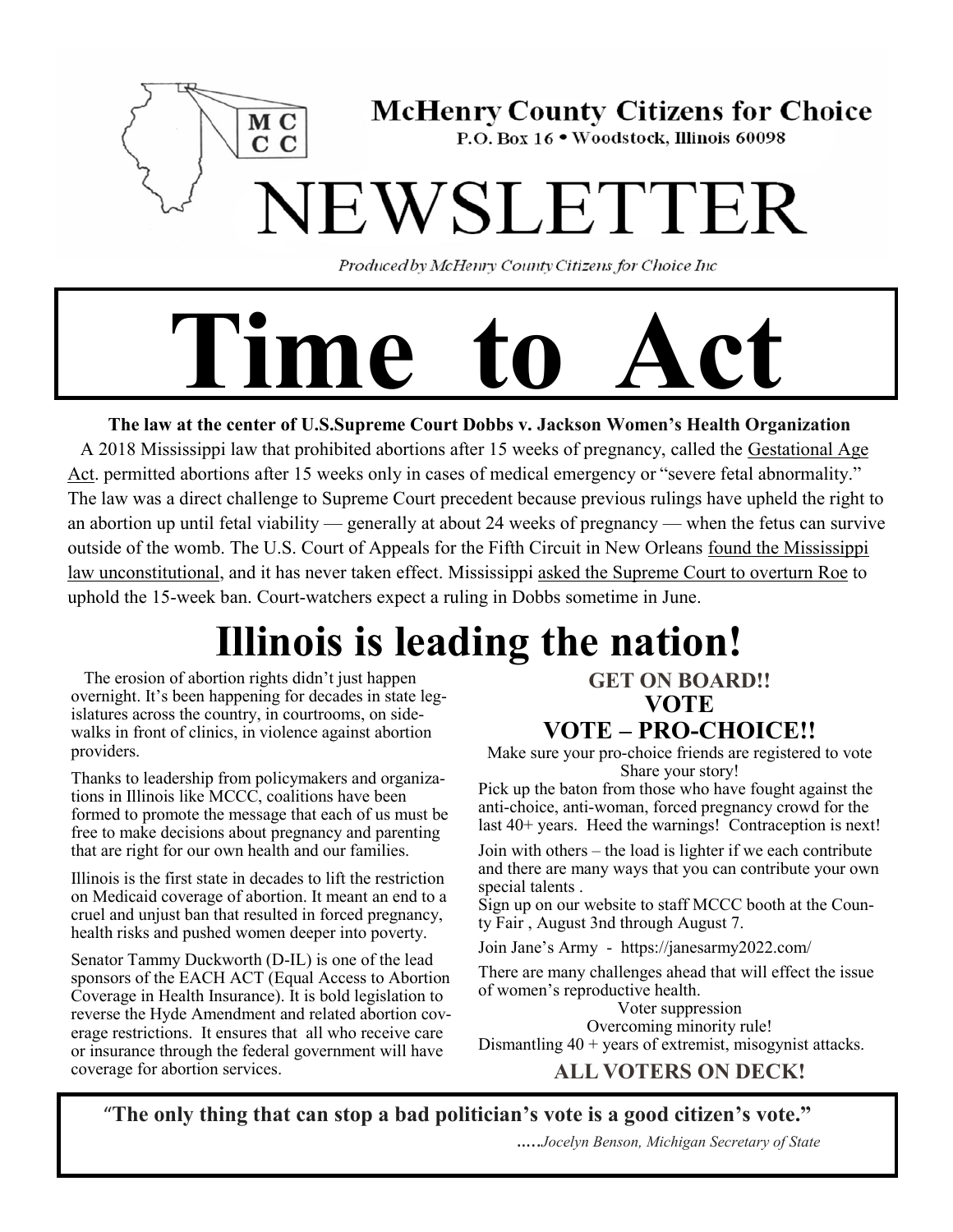**McHenry County Citizens for Choice**
P.O. Box 16 • Woodstock, Illinois 60098

# NEWSLETTER

*Produced by McHenry County Citizens for Choice Inc*

# Time to Act

**The law at the center of U.S.Supreme Court Dobbs v. Jackson Women's Health Organization**

A 2018 Mississippi law that prohibited abortions after 15 weeks of pregnancy, called the Gestational Age Act. permitted abortions after 15 weeks only in cases of medical emergency or "severe fetal abnormality." The law was a direct challenge to Supreme Court precedent because previous rulings have upheld the right to an abortion up until fetal viability — generally at about 24 weeks of pregnancy — when the fetus can survive outside of the womb. The U.S. Court of Appeals for the Fifth Circuit in New Orleans found the Mississippi law unconstitutional, and it has never taken effect. Mississippi asked the Supreme Court to overturn Roe to uphold the 15-week ban. Court-watchers expect a ruling in Dobbs sometime in June.

## Illinois is leading the nation!

The erosion of abortion rights didn't just happen overnight. It's been happening for decades in state legislatures across the country, in courtrooms, on sidewalks in front of clinics, in violence against abortion providers.

Thanks to leadership from policymakers and organizations in Illinois like MCCC, coalitions have been formed to promote the message that each of us must be free to make decisions about pregnancy and parenting that are right for our own health and our families.

Illinois is the first state in decades to lift the restriction on Medicaid coverage of abortion. It meant an end to a cruel and unjust ban that resulted in forced pregnancy, health risks and pushed women deeper into poverty.

Senator Tammy Duckworth (D-IL) is one of the lead sponsors of the EACH ACT (Equal Access to Abortion Coverage in Health Insurance). It is bold legislation to reverse the Hyde Amendment and related abortion coverage restrictions. It ensures that all who receive care or insurance through the federal government will have coverage for abortion services.

**GET ON BOARD!!**
**VOTE**
**VOTE – PRO-CHOICE!!**

Make sure your pro-choice friends are registered to vote
Share your story!

Pick up the baton from those who have fought against the anti-choice, anti-woman, forced pregnancy crowd for the last 40+ years. Heed the warnings! Contraception is next!

Join with others – the load is lighter if we each contribute and there are many ways that you can contribute your own special talents .

Sign up on our website to staff MCCC booth at the County Fair , August 3nd through August 7.

Join Jane's Army - https://janesarmy2022.com/

There are many challenges ahead that will effect the issue of women's reproductive health.

Voter suppression
Overcoming minority rule!
Dismantling 40 + years of extremist, misogynist attacks.

**ALL VOTERS ON DECK!**

**"The only thing that can stop a bad politician's vote is a good citizen's vote."**

*…..Jocelyn Benson, Michigan Secretary of State*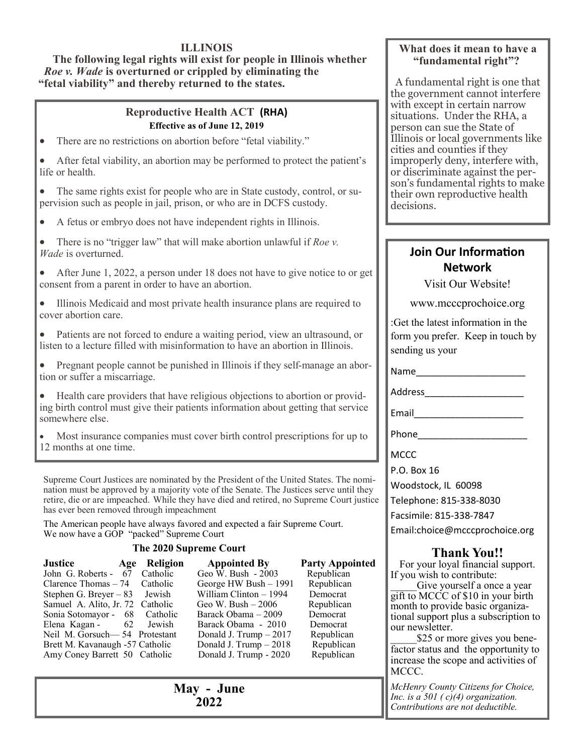## ILLINOIS

**The following legal rights will exist for people in Illinois whether *Roe v. Wade* is overturned or crippled by eliminating the "fetal viability" and thereby returned to the states.**

### Reproductive Health ACT (RHA)

**Effective as of June 12, 2019**

- There are no restrictions on abortion before "fetal viability."
- After fetal viability, an abortion may be performed to protect the patient's life or health.
- The same rights exist for people who are in State custody, control, or supervision such as people in jail, prison, or who are in DCFS custody.
- A fetus or embryo does not have independent rights in Illinois.
- There is no "trigger law" that will make abortion unlawful if *Roe v. Wade* is overturned.
- After June 1, 2022, a person under 18 does not have to give notice to or get consent from a parent in order to have an abortion.
- Illinois Medicaid and most private health insurance plans are required to cover abortion care.
- Patients are not forced to endure a waiting period, view an ultrasound, or listen to a lecture filled with misinformation to have an abortion in Illinois.
- Pregnant people cannot be punished in Illinois if they self-manage an abortion or suffer a miscarriage.
- Health care providers that have religious objections to abortion or providing birth control must give their patients information about getting that service somewhere else.
- Most insurance companies must cover birth control prescriptions for up to 12 months at one time.

Supreme Court Justices are nominated by the President of the United States. The nomination must be approved by a majority vote of the Senate. The Justices serve until they retire, die or are impeached. While they have died and retired, no Supreme Court justice has ever been removed through impeachment

The American people have always favored and expected a fair Supreme Court. We now have a GOP "packed" Supreme Court

### The 2020 Supreme Court

| Justice | Age | Religion | Appointed By | Party Appointed |
|---|---|---|---|---|
| John G. Roberts - | 67 | Catholic | Geo W. Bush - 2003 | Republican |
| Clarence Thomas – | 74 | Catholic | George HW Bush – 1991 | Republican |
| Stephen G. Breyer – | 83 | Jewish | William Clinton – 1994 | Democrat |
| Samuel A. Alito, Jr. | 72 | Catholic | Geo W. Bush – 2006 | Republican |
| Sonia Sotomayor - | 68 | Catholic | Barack Obama – 2009 | Democrat |
| Elena Kagan - | 62 | Jewish | Barack Obama - 2010 | Democrat |
| Neil M. Gorsuch— | 54 | Protestant | Donald J. Trump – 2017 | Republican |
| Brett M. Kavanaugh - | 57 | Catholic | Donald J. Trump – 2018 | Republican |
| Amy Coney Barrett | 50 | Catholic | Donald J. Trump - 2020 | Republican |

**May - June 2022**

### What does it mean to have a "fundamental right"?

A fundamental right is one that the government cannot interfere with except in certain narrow situations. Under the RHA, a person can sue the State of Illinois or local governments like cities and counties if they improperly deny, interfere with, or discriminate against the person's fundamental rights to make their own reproductive health decisions.

### Join Our Information Network

Visit Our Website!

www.mcccprochoice.org

:Get the latest information in the form you prefer. Keep in touch by sending us your

Name____________________

Address__________________

Email____________________

Phone____________________

MCCC
P.O. Box 16
Woodstock, IL 60098
Telephone: 815-338-8030
Facsimile: 815-338-7847
Email:choice@mcccprochoice.org

### Thank You!!

For your loyal financial support. If you wish to contribute:

_____Give yourself a once a year gift to MCCC of $10 in your birth month to provide basic organizational support plus a subscription to our newsletter.

_____$25 or more gives you benefactor status and the opportunity to increase the scope and activities of MCCC.

*McHenry County Citizens for Choice, Inc. is a 501 ( c)(4) organization. Contributions are not deductible.*